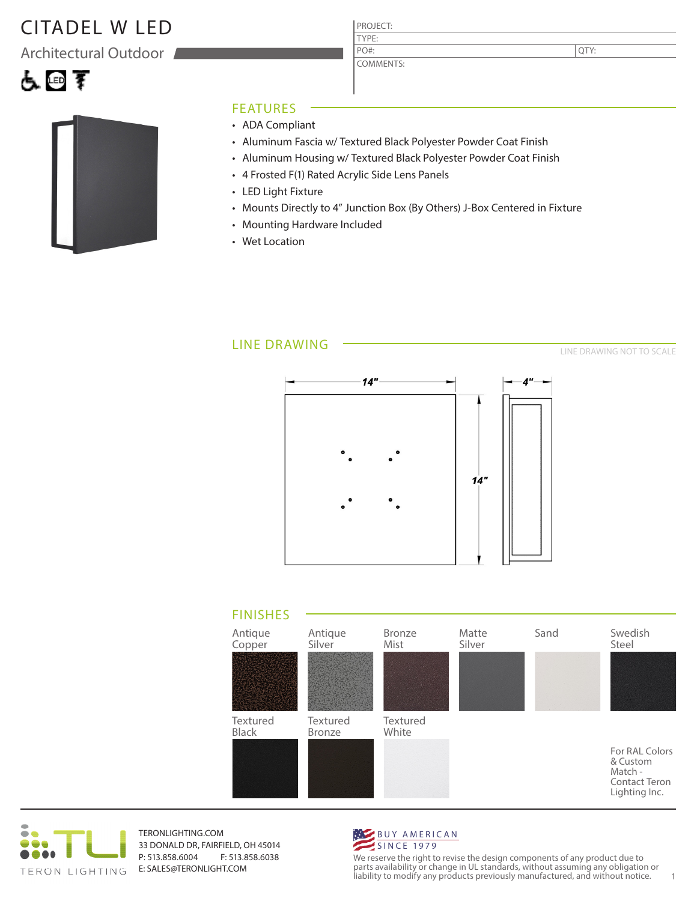# CITADEL W LED

## Architectural Outdoor

| PROJECT: | |
|---|---|
| TYPE: | |
| PO#: | QTY: |
| COMMENTS: | |

## FEATURES

- ADA Compliant
- Aluminum Fascia w/ Textured Black Polyester Powder Coat Finish
- Aluminum Housing w/ Textured Black Polyester Powder Coat Finish
- 4 Frosted F(1) Rated Acrylic Side Lens Panels
- LED Light Fixture
- Mounts Directly to 4" Junction Box (By Others) J-Box Centered in Fixture
- Mounting Hardware Included
- Wet Location

## LINE DRAWING

LINE DRAWING NOT TO SCALE

14" | 14" | 4"

## FINISHES

Antique Copper, Antique Silver, Bronze Mist, Matte Silver, Sand, Swedish Steel

Textured Black, Textured Bronze, Textured White

For RAL Colors & Custom Match - Contact Teron Lighting Inc.

TERON LIGHTING

TERONLIGHTING.COM
33 DONALD DR, FAIRFIELD, OH 45014
P: 513.858.6004 F: 513.858.6038
E: SALES@TERONLIGHT.COM

BUY AMERICAN SINCE 1979

We reserve the right to revise the design components of any product due to parts availability or change in UL standards, without assuming any obligation or liability to modify any products previously manufactured, and without notice.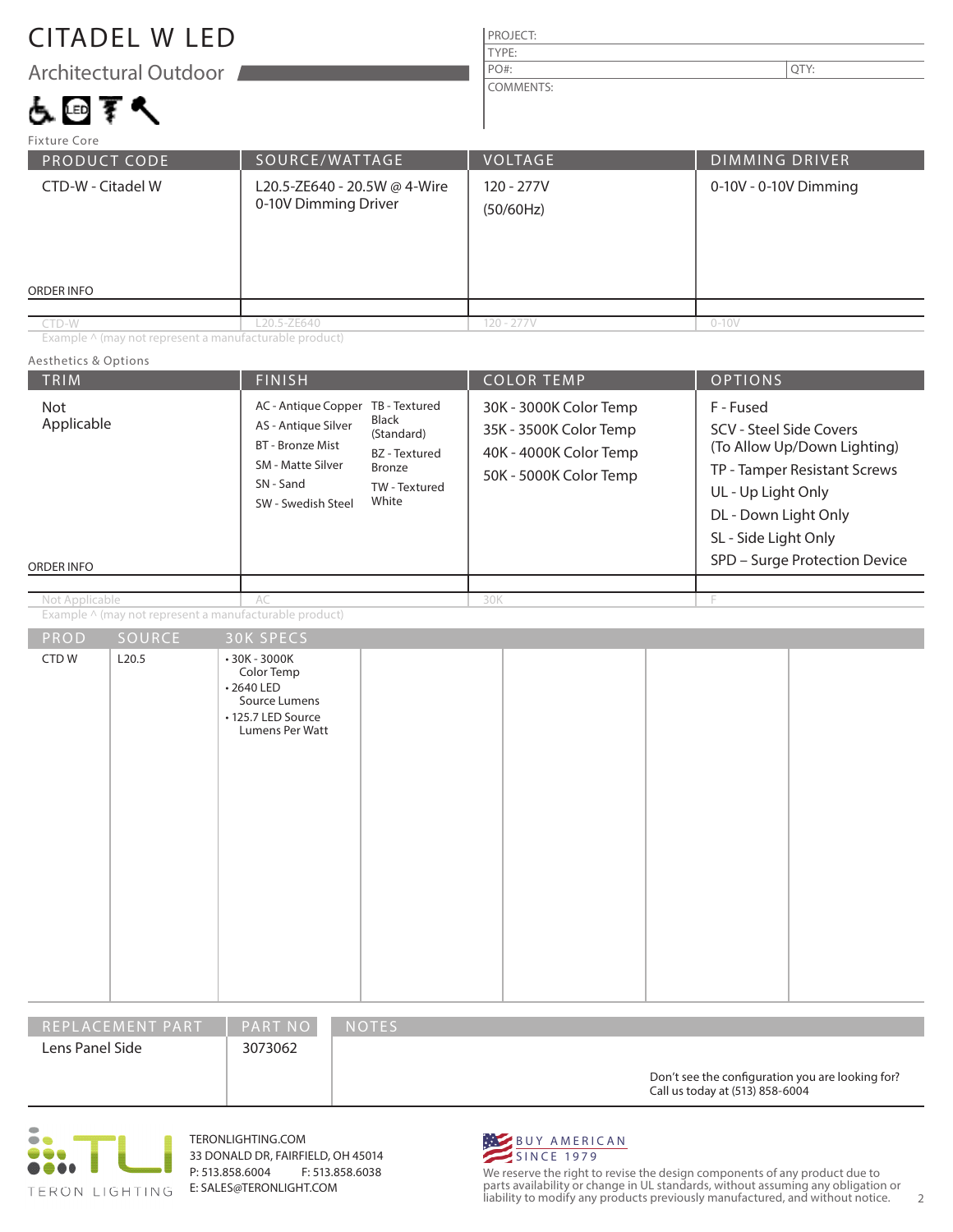# CITADEL W LED

## Architectural Outdoor

| PROJECT: | |
|---|---|
| TYPE: | |
| PO#: | QTY: |
| COMMENTS: | |

Fixture Core

| PRODUCT CODE | SOURCE/WATTAGE | VOLTAGE | DIMMING DRIVER |
|---|---|---|---|
| CTD-W - Citadel W | L20.5-ZE640 - 20.5W @ 4-Wire 0-10V Dimming Driver | 120 - 277V (50/60Hz) | 0-10V - 0-10V Dimming |
| ORDER INFO | | | |
| CTD-W | L20.5-ZE640 | 120 - 277V | 0-10V |

Example ^ (may not represent a manufacturable product)

Aesthetics & Options

| TRIM | FINISH | COLOR TEMP | OPTIONS |
|---|---|---|---|
| Not Applicable | AC - Antique Copper<br>AS - Antique Silver<br>BT - Bronze Mist<br>SM - Matte Silver<br>SN - Sand<br>SW - Swedish Steel<br>TB - Textured Black (Standard)<br>BZ - Textured Bronze<br>TW - Textured White | 30K - 3000K Color Temp<br>35K - 3500K Color Temp<br>40K - 4000K Color Temp<br>50K - 5000K Color Temp | F - Fused<br>SCV - Steel Side Covers (To Allow Up/Down Lighting)<br>TP - Tamper Resistant Screws<br>UL - Up Light Only<br>DL - Down Light Only<br>SL - Side Light Only<br>SPD – Surge Protection Device |
| ORDER INFO | | | |
| Not Applicable | AC | 30K | F |

Example ^ (may not represent a manufacturable product)

| PROD | SOURCE | 30K SPECS |
|---|---|---|
| CTD W | L20.5 | • 30K - 3000K Color Temp<br>• 2640 LED Source Lumens<br>• 125.7 LED Source Lumens Per Watt |

| REPLACEMENT PART | PART NO | NOTES |
|---|---|---|
| Lens Panel Side | 3073062 | |

Don't see the configuration you are looking for? Call us today at (513) 858-6004

TERON LIGHTING

TERONLIGHTING.COM
33 DONALD DR, FAIRFIELD, OH 45014
P: 513.858.6004 F: 513.858.6038
E: SALES@TERONLIGHT.COM

BUY AMERICAN SINCE 1979

We reserve the right to revise the design components of any product due to parts availability or change in UL standards, without assuming any obligation or liability to modify any products previously manufactured, and without notice.